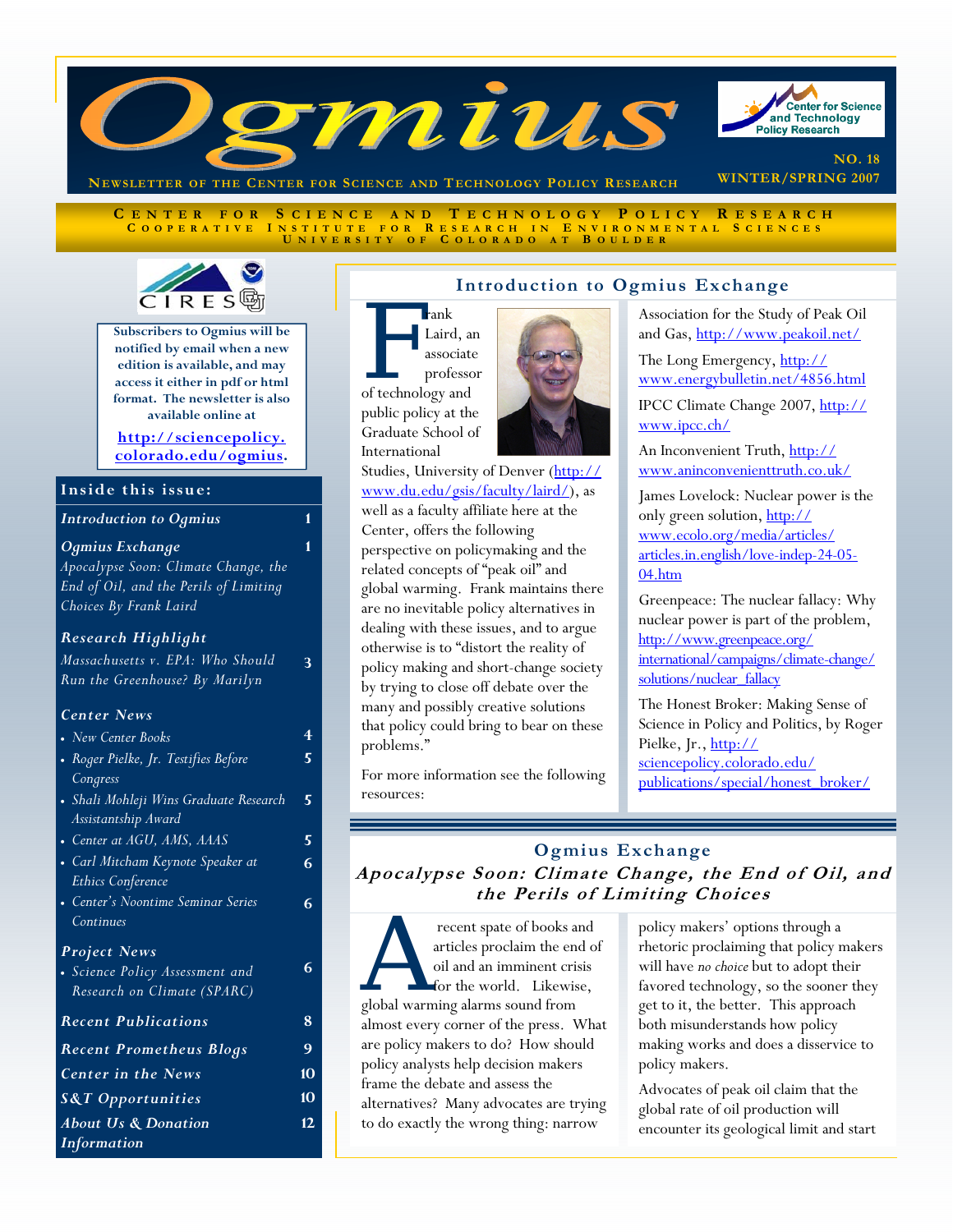# Ogmius

**Newsletter of the Center for Science and Technology Policy Research**

Center for Science and Technology Policy Research

NO. 18

WINTER/SPRING 2007

**Center for Science and Technology Policy Research**
**Cooperative Institute for Research in Environmental Sciences**
**University of Colorado at Boulder**

CIRES

**Subscribers to Ogmius will be notified by email when a new edition is available, and may access it either in pdf or html format. The newsletter is also available online at**

**http://sciencepolicy.colorado.edu/ogmius.**

## Inside this issue:

| | |
|---|---|
| *Introduction to Ogmius* | 1 |
| *Ogmius Exchange* — *Apocalypse Soon: Climate Change, the End of Oil, and the Perils of Limiting Choices By Frank Laird* | 1 |
| *Research Highlight* — *Massachusetts v. EPA: Who Should Run the Greenhouse? By Marilyn* | 3 |
| *Center News* | |
| • New Center Books | 4 |
| • Roger Pielke, Jr. Testifies Before Congress | 5 |
| • Shali Mohleji Wins Graduate Research Assistantship Award | 5 |
| • Center at AGU, AMS, AAAS | 5 |
| • Carl Mitcham Keynote Speaker at Ethics Conference | 6 |
| • Center's Noontime Seminar Series Continues | 6 |
| *Project News* | |
| • Science Policy Assessment and Research on Climate (SPARC) | 6 |
| *Recent Publications* | 8 |
| *Recent Prometheus Blogs* | 9 |
| *Center in the News* | 10 |
| *S&T Opportunities* | 10 |
| *About Us & Donation Information* | 12 |

## Introduction to Ogmius Exchange

Frank Laird, an associate professor of technology and public policy at the Graduate School of International Studies, University of Denver (http://www.du.edu/gsis/faculty/laird/), as well as a faculty affiliate here at the Center, offers the following perspective on policymaking and the related concepts of "peak oil" and global warming. Frank maintains there are no inevitable policy alternatives in dealing with these issues, and to argue otherwise is to "distort the reality of policy making and short-change society by trying to close off debate over the many and possibly creative solutions that policy could bring to bear on these problems."

For more information see the following resources:

Association for the Study of Peak Oil and Gas, http://www.peakoil.net/

The Long Emergency, http://www.energybulletin.net/4856.html

IPCC Climate Change 2007, http://www.ipcc.ch/

An Inconvenient Truth, http://www.aninconvenienttruth.co.uk/

James Lovelock: Nuclear power is the only green solution, http://www.ecolo.org/media/articles/articles.in.english/love-indep-24-05-04.htm

Greenpeace: The nuclear fallacy: Why nuclear power is part of the problem, http://www.greenpeace.org/international/campaigns/climate-change/solutions/nuclear_fallacy

The Honest Broker: Making Sense of Science in Policy and Politics, by Roger Pielke, Jr., http://sciencepolicy.colorado.edu/publications/special/honest_broker/

## Ogmius Exchange

### *Apocalypse Soon: Climate Change, the End of Oil, and the Perils of Limiting Choices*

A recent spate of books and articles proclaim the end of oil and an imminent crisis for the world. Likewise, global warming alarms sound from almost every corner of the press. What are policy makers to do? How should policy analysts help decision makers frame the debate and assess the alternatives? Many advocates are trying to do exactly the wrong thing: narrow policy makers' options through a rhetoric proclaiming that policy makers will have *no choice* but to adopt their favored technology, so the sooner they get to it, the better. This approach both misunderstands how policy making works and does a disservice to policy makers.

Advocates of peak oil claim that the global rate of oil production will encounter its geological limit and start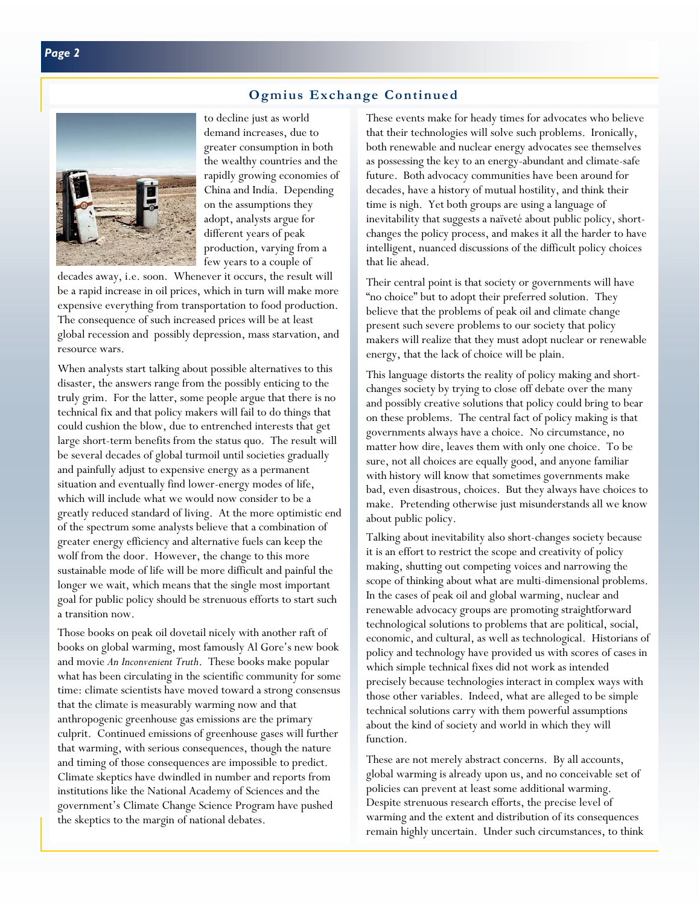## Ogmius Exchange Continued

to decline just as world demand increases, due to greater consumption in both the wealthy countries and the rapidly growing economies of China and India. Depending on the assumptions they adopt, analysts argue for different years of peak production, varying from a few years to a couple of decades away, i.e. soon. Whenever it occurs, the result will be a rapid increase in oil prices, which in turn will make more expensive everything from transportation to food production. The consequence of such increased prices will be at least global recession and possibly depression, mass starvation, and resource wars.

When analysts start talking about possible alternatives to this disaster, the answers range from the possibly enticing to the truly grim. For the latter, some people argue that there is no technical fix and that policy makers will fail to do things that could cushion the blow, due to entrenched interests that get large short-term benefits from the status quo. The result will be several decades of global turmoil until societies gradually and painfully adjust to expensive energy as a permanent situation and eventually find lower-energy modes of life, which will include what we would now consider to be a greatly reduced standard of living. At the more optimistic end of the spectrum some analysts believe that a combination of greater energy efficiency and alternative fuels can keep the wolf from the door. However, the change to this more sustainable mode of life will be more difficult and painful the longer we wait, which means that the single most important goal for public policy should be strenuous efforts to start such a transition now.

Those books on peak oil dovetail nicely with another raft of books on global warming, most famously Al Gore's new book and movie *An Inconvenient Truth*. These books make popular what has been circulating in the scientific community for some time: climate scientists have moved toward a strong consensus that the climate is measurably warming now and that anthropogenic greenhouse gas emissions are the primary culprit. Continued emissions of greenhouse gases will further that warming, with serious consequences, though the nature and timing of those consequences are impossible to predict. Climate skeptics have dwindled in number and reports from institutions like the National Academy of Sciences and the government's Climate Change Science Program have pushed the skeptics to the margin of national debates.

These events make for heady times for advocates who believe that their technologies will solve such problems. Ironically, both renewable and nuclear energy advocates see themselves as possessing the key to an energy-abundant and climate-safe future. Both advocacy communities have been around for decades, have a history of mutual hostility, and think their time is nigh. Yet both groups are using a language of inevitability that suggests a naïveté about public policy, short-changes the policy process, and makes it all the harder to have intelligent, nuanced discussions of the difficult policy choices that lie ahead.

Their central point is that society or governments will have "no choice" but to adopt their preferred solution. They believe that the problems of peak oil and climate change present such severe problems to our society that policy makers will realize that they must adopt nuclear or renewable energy, that the lack of choice will be plain.

This language distorts the reality of policy making and short-changes society by trying to close off debate over the many and possibly creative solutions that policy could bring to bear on these problems. The central fact of policy making is that governments always have a choice. No circumstance, no matter how dire, leaves them with only one choice. To be sure, not all choices are equally good, and anyone familiar with history will know that sometimes governments make bad, even disastrous, choices. But they always have choices to make. Pretending otherwise just misunderstands all we know about public policy.

Talking about inevitability also short-changes society because it is an effort to restrict the scope and creativity of policy making, shutting out competing voices and narrowing the scope of thinking about what are multi-dimensional problems. In the cases of peak oil and global warming, nuclear and renewable advocacy groups are promoting straightforward technological solutions to problems that are political, social, economic, and cultural, as well as technological. Historians of policy and technology have provided us with scores of cases in which simple technical fixes did not work as intended precisely because technologies interact in complex ways with those other variables. Indeed, what are alleged to be simple technical solutions carry with them powerful assumptions about the kind of society and world in which they will function.

These are not merely abstract concerns. By all accounts, global warming is already upon us, and no conceivable set of policies can prevent at least some additional warming. Despite strenuous research efforts, the precise level of warming and the extent and distribution of its consequences remain highly uncertain. Under such circumstances, to think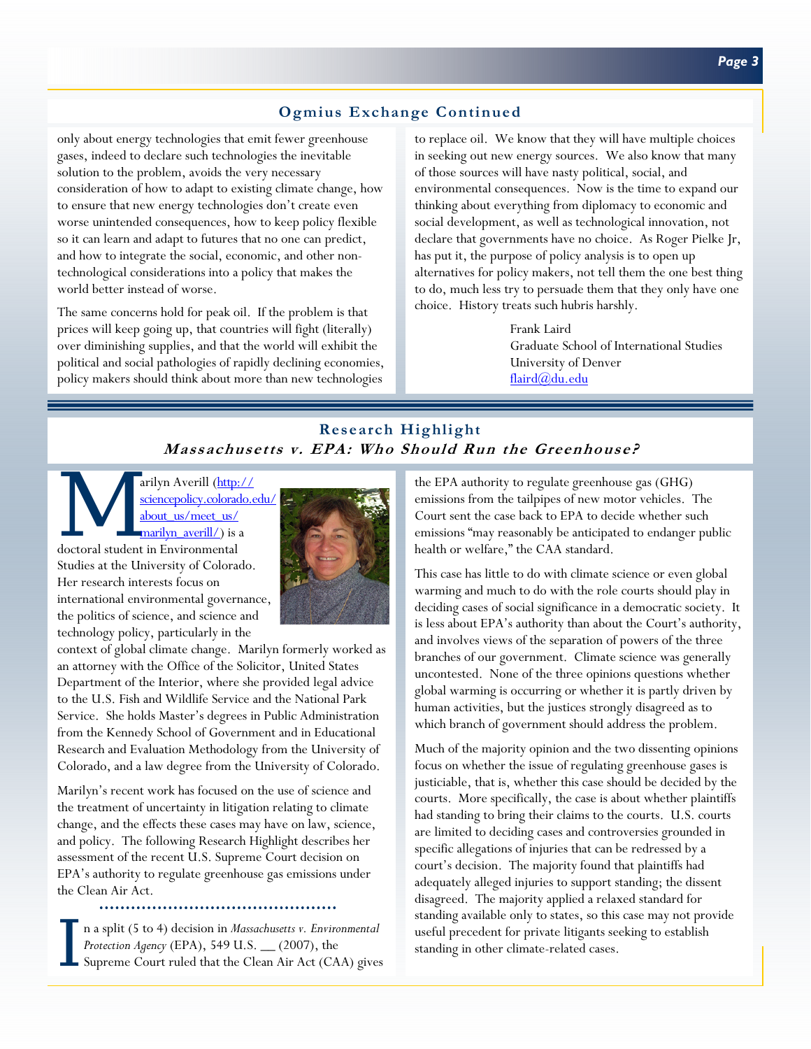## Ogmius Exchange Continued

only about energy technologies that emit fewer greenhouse gases, indeed to declare such technologies the inevitable solution to the problem, avoids the very necessary consideration of how to adapt to existing climate change, how to ensure that new energy technologies don't create even worse unintended consequences, how to keep policy flexible so it can learn and adapt to futures that no one can predict, and how to integrate the social, economic, and other non-technological considerations into a policy that makes the world better instead of worse.

The same concerns hold for peak oil. If the problem is that prices will keep going up, that countries will fight (literally) over diminishing supplies, and that the world will exhibit the political and social pathologies of rapidly declining economies, policy makers should think about more than new technologies to replace oil. We know that they will have multiple choices in seeking out new energy sources. We also know that many of those sources will have nasty political, social, and environmental consequences. Now is the time to expand our thinking about everything from diplomacy to economic and social development, as well as technological innovation, not declare that governments have no choice. As Roger Pielke Jr, has put it, the purpose of policy analysis is to open up alternatives for policy makers, not tell them the one best thing to do, much less try to persuade them that they only have one choice. History treats such hubris harshly.

Frank Laird
Graduate School of International Studies
University of Denver
flaird@du.edu

## Research Highlight

### *Massachusetts v. EPA: Who Should Run the Greenhouse?*

Marilyn Averill (http://sciencepolicy.colorado.edu/about_us/meet_us/marilyn_averill/) is a doctoral student in Environmental Studies at the University of Colorado. Her research interests focus on international environmental governance, the politics of science, and science and technology policy, particularly in the context of global climate change. Marilyn formerly worked as an attorney with the Office of the Solicitor, United States Department of the Interior, where she provided legal advice to the U.S. Fish and Wildlife Service and the National Park Service. She holds Master's degrees in Public Administration from the Kennedy School of Government and in Educational Research and Evaluation Methodology from the University of Colorado, and a law degree from the University of Colorado.

Marilyn's recent work has focused on the use of science and the treatment of uncertainty in litigation relating to climate change, and the effects these cases may have on law, science, and policy. The following Research Highlight describes her assessment of the recent U.S. Supreme Court decision on EPA's authority to regulate greenhouse gas emissions under the Clean Air Act.

In a split (5 to 4) decision in *Massachusetts v. Environmental Protection Agency* (EPA), 549 U.S. __ (2007), the Supreme Court ruled that the Clean Air Act (CAA) gives the EPA authority to regulate greenhouse gas (GHG) emissions from the tailpipes of new motor vehicles. The Court sent the case back to EPA to decide whether such emissions "may reasonably be anticipated to endanger public health or welfare," the CAA standard.

This case has little to do with climate science or even global warming and much to do with the role courts should play in deciding cases of social significance in a democratic society. It is less about EPA's authority than about the Court's authority, and involves views of the separation of powers of the three branches of our government. Climate science was generally uncontested. None of the three opinions questions whether global warming is occurring or whether it is partly driven by human activities, but the justices strongly disagreed as to which branch of government should address the problem.

Much of the majority opinion and the two dissenting opinions focus on whether the issue of regulating greenhouse gases is justiciable, that is, whether this case should be decided by the courts. More specifically, the case is about whether plaintiffs had standing to bring their claims to the courts. U.S. courts are limited to deciding cases and controversies grounded in specific allegations of injuries that can be redressed by a court's decision. The majority found that plaintiffs had adequately alleged injuries to support standing; the dissent disagreed. The majority applied a relaxed standard for standing available only to states, so this case may not provide useful precedent for private litigants seeking to establish standing in other climate-related cases.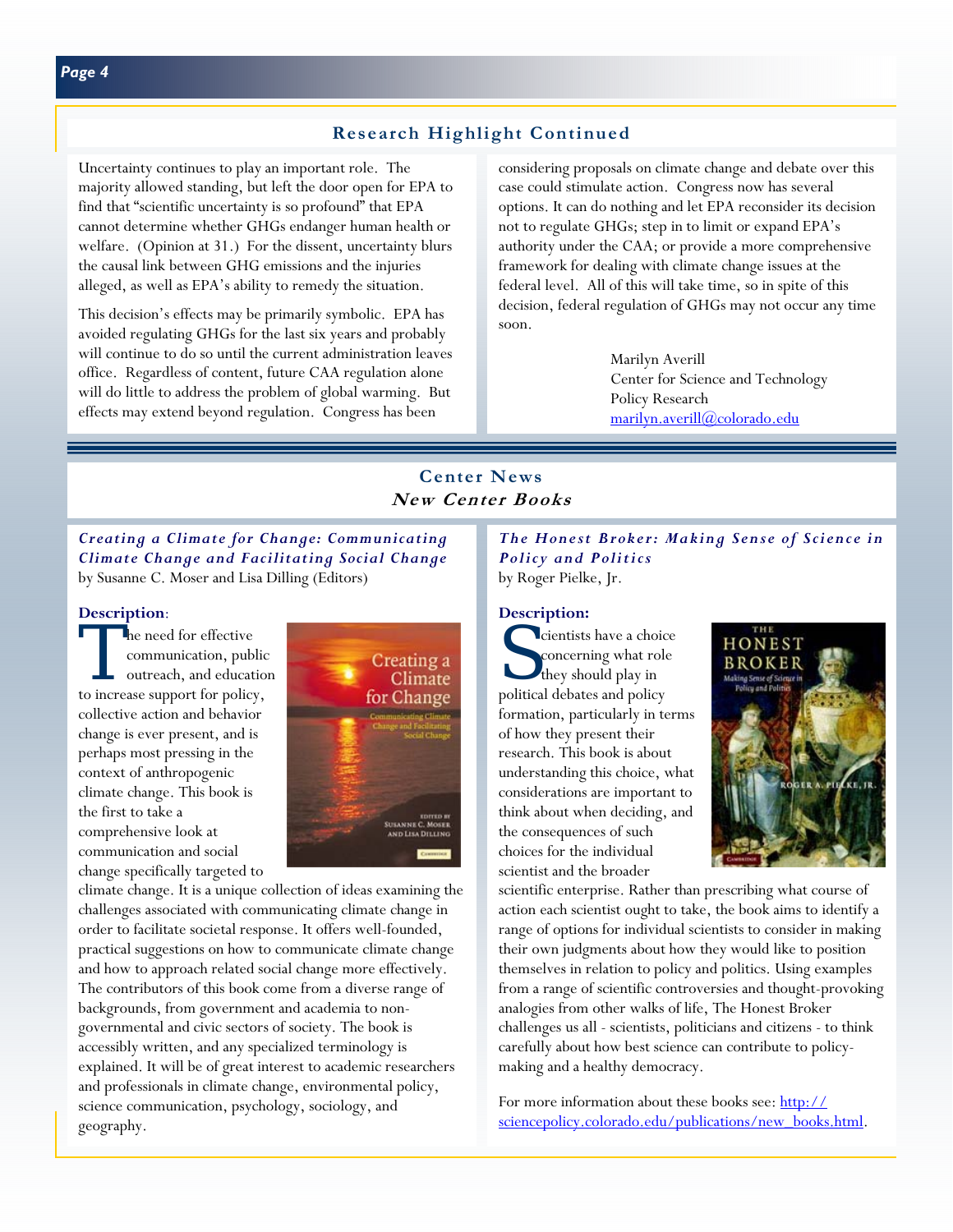## Research Highlight Continued

Uncertainty continues to play an important role. The majority allowed standing, but left the door open for EPA to find that "scientific uncertainty is so profound" that EPA cannot determine whether GHGs endanger human health or welfare. (Opinion at 31.) For the dissent, uncertainty blurs the causal link between GHG emissions and the injuries alleged, as well as EPA's ability to remedy the situation.

This decision's effects may be primarily symbolic. EPA has avoided regulating GHGs for the last six years and probably will continue to do so until the current administration leaves office. Regardless of content, future CAA regulation alone will do little to address the problem of global warming. But effects may extend beyond regulation. Congress has been considering proposals on climate change and debate over this case could stimulate action. Congress now has several options. It can do nothing and let EPA reconsider its decision not to regulate GHGs; step in to limit or expand EPA's authority under the CAA; or provide a more comprehensive framework for dealing with climate change issues at the federal level. All of this will take time, so in spite of this decision, federal regulation of GHGs may not occur any time soon.

Marilyn Averill
Center for Science and Technology Policy Research
marilyn.averill@colorado.edu

## Center News
### *New Center Books*

***Creating a Climate for Change: Communicating Climate Change and Facilitating Social Change***
by Susanne C. Moser and Lisa Dilling (Editors)

**Description**:

The need for effective communication, public outreach, and education to increase support for policy, collective action and behavior change is ever present, and is perhaps most pressing in the context of anthropogenic climate change. This book is the first to take a comprehensive look at communication and social change specifically targeted to climate change. It is a unique collection of ideas examining the challenges associated with communicating climate change in order to facilitate societal response. It offers well-founded, practical suggestions on how to communicate climate change and how to approach related social change more effectively. The contributors of this book come from a diverse range of backgrounds, from government and academia to non-governmental and civic sectors of society. The book is accessibly written, and any specialized terminology is explained. It will be of great interest to academic researchers and professionals in climate change, environmental policy, science communication, psychology, sociology, and geography.

***The Honest Broker: Making Sense of Science in Policy and Politics***
by Roger Pielke, Jr.

**Description:**

Scientists have a choice concerning what role they should play in political debates and policy formation, particularly in terms of how they present their research. This book is about understanding this choice, what considerations are important to think about when deciding, and the consequences of such choices for the individual scientist and the broader scientific enterprise. Rather than prescribing what course of action each scientist ought to take, the book aims to identify a range of options for individual scientists to consider in making their own judgments about how they would like to position themselves in relation to policy and politics. Using examples from a range of scientific controversies and thought-provoking analogies from other walks of life, The Honest Broker challenges us all - scientists, politicians and citizens - to think carefully about how best science can contribute to policy-making and a healthy democracy.

For more information about these books see: http://sciencepolicy.colorado.edu/publications/new_books.html.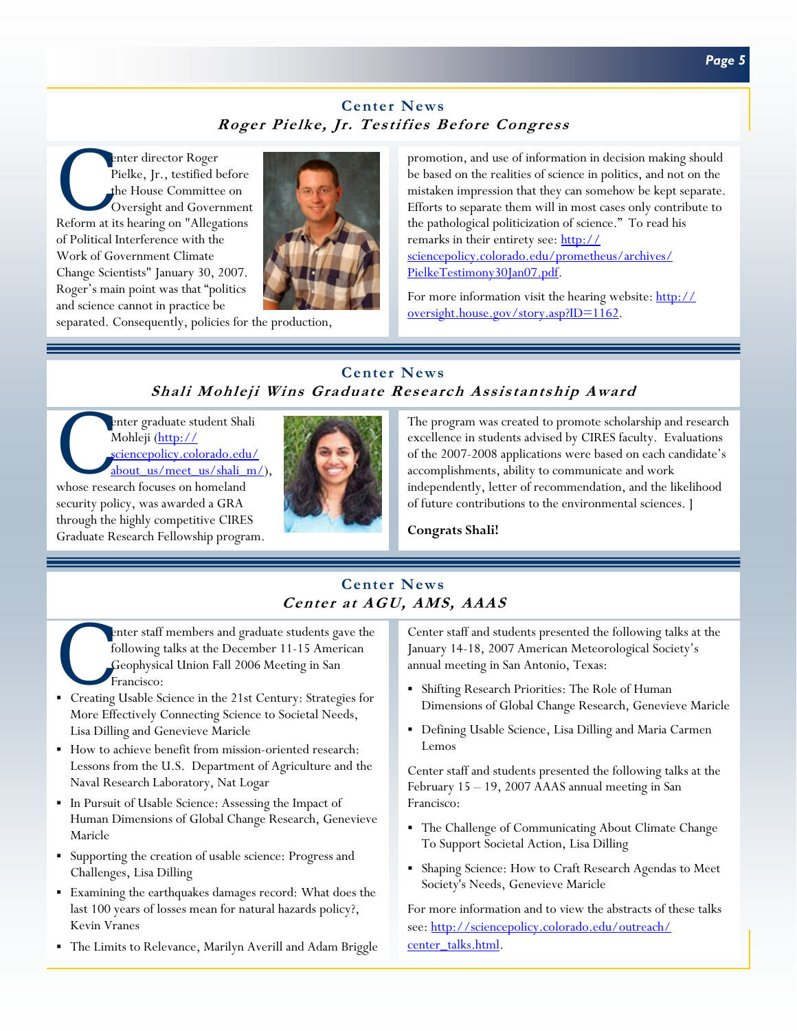## Center News

### *Roger Pielke, Jr. Testifies Before Congress*

Center director Roger Pielke, Jr., testified before the House Committee on Oversight and Government Reform at its hearing on "Allegations of Political Interference with the Work of Government Climate Change Scientists" January 30, 2007. Roger's main point was that "politics and science cannot in practice be separated. Consequently, policies for the production, promotion, and use of information in decision making should be based on the realities of science in politics, and not on the mistaken impression that they can somehow be kept separate. Efforts to separate them will in most cases only contribute to the pathological politicization of science." To read his remarks in their entirety see: [http://sciencepolicy.colorado.edu/prometheus/archives/PielkeTestimony30Jan07.pdf](http://sciencepolicy.colorado.edu/prometheus/archives/PielkeTestimony30Jan07.pdf).

For more information visit the hearing website: [http://oversight.house.gov/story.asp?ID=1162](http://oversight.house.gov/story.asp?ID=1162).

## Center News

### *Shali Mohleji Wins Graduate Research Assistantship Award*

Center graduate student Shali Mohleji ([http://sciencepolicy.colorado.edu/about_us/meet_us/shali_m/](http://sciencepolicy.colorado.edu/about_us/meet_us/shali_m/)), whose research focuses on homeland security policy, was awarded a GRA through the highly competitive CIRES Graduate Research Fellowship program. The program was created to promote scholarship and research excellence in students advised by CIRES faculty. Evaluations of the 2007-2008 applications were based on each candidate's accomplishments, ability to communicate and work independently, letter of recommendation, and the likelihood of future contributions to the environmental sciences. ]

**Congrats Shali!**

## Center News

### *Center at AGU, AMS, AAAS*

Center staff members and graduate students gave the following talks at the December 11-15 American Geophysical Union Fall 2006 Meeting in San Francisco:

- Creating Usable Science in the 21st Century: Strategies for More Effectively Connecting Science to Societal Needs, Lisa Dilling and Genevieve Maricle
- How to achieve benefit from mission-oriented research: Lessons from the U.S. Department of Agriculture and the Naval Research Laboratory, Nat Logar
- In Pursuit of Usable Science: Assessing the Impact of Human Dimensions of Global Change Research, Genevieve Maricle
- Supporting the creation of usable science: Progress and Challenges, Lisa Dilling
- Examining the earthquakes damages record: What does the last 100 years of losses mean for natural hazards policy?, Kevin Vranes
- The Limits to Relevance, Marilyn Averill and Adam Briggle

Center staff and students presented the following talks at the January 14-18, 2007 American Meteorological Society's annual meeting in San Antonio, Texas:

- Shifting Research Priorities: The Role of Human Dimensions of Global Change Research, Genevieve Maricle
- Defining Usable Science, Lisa Dilling and Maria Carmen Lemos

Center staff and students presented the following talks at the February 15 – 19, 2007 AAAS annual meeting in San Francisco:

- The Challenge of Communicating About Climate Change To Support Societal Action, Lisa Dilling
- Shaping Science: How to Craft Research Agendas to Meet Society's Needs, Genevieve Maricle

For more information and to view the abstracts of these talks see: [http://sciencepolicy.colorado.edu/outreach/center_talks.html](http://sciencepolicy.colorado.edu/outreach/center_talks.html).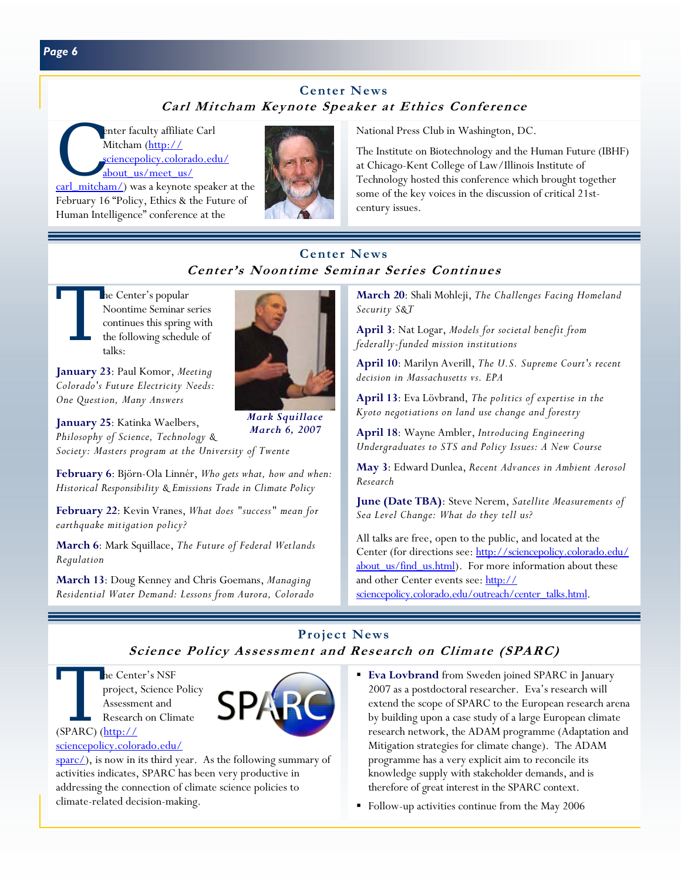## Center News

### Carl Mitcham Keynote Speaker at Ethics Conference

Center faculty affiliate Carl Mitcham (http://sciencepolicy.colorado.edu/about_us/meet_us/carl_mitcham/) was a keynote speaker at the February 16 "Policy, Ethics & the Future of Human Intelligence" conference at the National Press Club in Washington, DC.

The Institute on Biotechnology and the Human Future (IBHF) at Chicago-Kent College of Law/Illinois Institute of Technology hosted this conference which brought together some of the key voices in the discussion of critical 21st-century issues.

## Center News

### Center's Noontime Seminar Series Continues

The Center's popular Noontime Seminar series continues this spring with the following schedule of talks:

**January 23**: Paul Komor, *Meeting Colorado's Future Electricity Needs: One Question, Many Answers*

**January 25**: Katinka Waelbers, *Philosophy of Science, Technology & Society: Masters program at the University of Twente*

**February 6**: Björn-Ola Linnér, *Who gets what, how and when: Historical Responsibility & Emissions Trade in Climate Policy*

**February 22**: Kevin Vranes, *What does "success" mean for earthquake mitigation policy?*

**March 6**: Mark Squillace, *The Future of Federal Wetlands Regulation*

**March 13**: Doug Kenney and Chris Goemans, *Managing Residential Water Demand: Lessons from Aurora, Colorado*

*Mark Squillace March 6, 2007*

**March 20**: Shali Mohleji, *The Challenges Facing Homeland Security S&T*

**April 3**: Nat Logar, *Models for societal benefit from federally-funded mission institutions*

**April 10**: Marilyn Averill, *The U.S. Supreme Court's recent decision in Massachusetts vs. EPA*

**April 13**: Eva Lövbrand, *The politics of expertise in the Kyoto negotiations on land use change and forestry*

**April 18**: Wayne Ambler, *Introducing Engineering Undergraduates to STS and Policy Issues: A New Course*

**May 3**: Edward Dunlea, *Recent Advances in Ambient Aerosol Research*

**June (Date TBA)**: Steve Nerem, *Satellite Measurements of Sea Level Change: What do they tell us?*

All talks are free, open to the public, and located at the Center (for directions see: http://sciencepolicy.colorado.edu/about_us/find_us.html). For more information about these and other Center events see: http://sciencepolicy.colorado.edu/outreach/center_talks.html.

## Project News

### Science Policy Assessment and Research on Climate (SPARC)

The Center's NSF project, Science Policy Assessment and Research on Climate (SPARC) (http://sciencepolicy.colorado.edu/sparc/), is now in its third year. As the following summary of activities indicates, SPARC has been very productive in addressing the connection of climate science policies to climate-related decision-making.

- **Eva Lovbrand** from Sweden joined SPARC in January 2007 as a postdoctoral researcher. Eva's research will extend the scope of SPARC to the European research arena by building upon a case study of a large European climate research network, the ADAM programme (Adaptation and Mitigation strategies for climate change). The ADAM programme has a very explicit aim to reconcile its knowledge supply with stakeholder demands, and is therefore of great interest in the SPARC context.
- Follow-up activities continue from the May 2006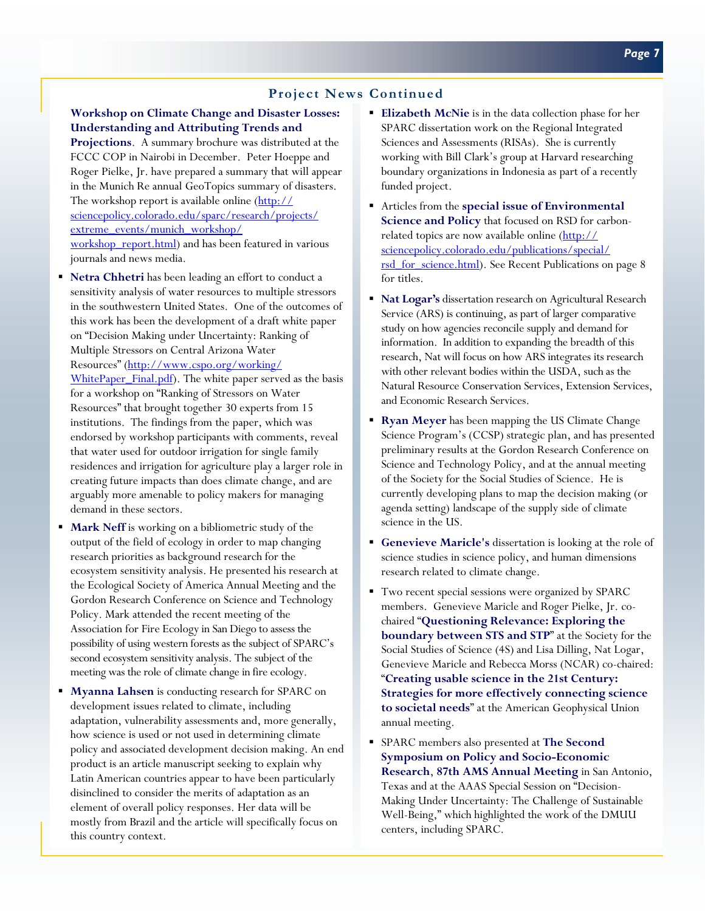## Project News Continued

**Workshop on Climate Change and Disaster Losses: Understanding and Attributing Trends and Projections**. A summary brochure was distributed at the FCCC COP in Nairobi in December. Peter Hoeppe and Roger Pielke, Jr. have prepared a summary that will appear in the Munich Re annual GeoTopics summary of disasters. The workshop report is available online (http://sciencepolicy.colorado.edu/sparc/research/projects/extreme_events/munich_workshop/workshop_report.html) and has been featured in various journals and news media.

- **Netra Chhetri** has been leading an effort to conduct a sensitivity analysis of water resources to multiple stressors in the southwestern United States. One of the outcomes of this work has been the development of a draft white paper on "Decision Making under Uncertainty: Ranking of Multiple Stressors on Central Arizona Water Resources" (http://www.cspo.org/working/WhitePaper_Final.pdf). The white paper served as the basis for a workshop on "Ranking of Stressors on Water Resources" that brought together 30 experts from 15 institutions. The findings from the paper, which was endorsed by workshop participants with comments, reveal that water used for outdoor irrigation for single family residences and irrigation for agriculture play a larger role in creating future impacts than does climate change, and are arguably more amenable to policy makers for managing demand in these sectors.
- **Mark Neff** is working on a bibliometric study of the output of the field of ecology in order to map changing research priorities as background research for the ecosystem sensitivity analysis. He presented his research at the Ecological Society of America Annual Meeting and the Gordon Research Conference on Science and Technology Policy. Mark attended the recent meeting of the Association for Fire Ecology in San Diego to assess the possibility of using western forests as the subject of SPARC's second ecosystem sensitivity analysis. The subject of the meeting was the role of climate change in fire ecology.
- **Myanna Lahsen** is conducting research for SPARC on development issues related to climate, including adaptation, vulnerability assessments and, more generally, how science is used or not used in determining climate policy and associated development decision making. An end product is an article manuscript seeking to explain why Latin American countries appear to have been particularly disinclined to consider the merits of adaptation as an element of overall policy responses. Her data will be mostly from Brazil and the article will specifically focus on this country context.
- **Elizabeth McNie** is in the data collection phase for her SPARC dissertation work on the Regional Integrated Sciences and Assessments (RISAs). She is currently working with Bill Clark's group at Harvard researching boundary organizations in Indonesia as part of a recently funded project.
- Articles from the **special issue of Environmental Science and Policy** that focused on RSD for carbon-related topics are now available online (http://sciencepolicy.colorado.edu/publications/special/rsd_for_science.html). See Recent Publications on page 8 for titles.
- **Nat Logar's** dissertation research on Agricultural Research Service (ARS) is continuing, as part of larger comparative study on how agencies reconcile supply and demand for information. In addition to expanding the breadth of this research, Nat will focus on how ARS integrates its research with other relevant bodies within the USDA, such as the Natural Resource Conservation Services, Extension Services, and Economic Research Services.
- **Ryan Meyer** has been mapping the US Climate Change Science Program's (CCSP) strategic plan, and has presented preliminary results at the Gordon Research Conference on Science and Technology Policy, and at the annual meeting of the Society for the Social Studies of Science. He is currently developing plans to map the decision making (or agenda setting) landscape of the supply side of climate science in the US.
- **Genevieve Maricle's** dissertation is looking at the role of science studies in science policy, and human dimensions research related to climate change.
- Two recent special sessions were organized by SPARC members. Genevieve Maricle and Roger Pielke, Jr. co-chaired "**Questioning Relevance: Exploring the boundary between STS and STP**" at the Society for the Social Studies of Science (4S) and Lisa Dilling, Nat Logar, Genevieve Maricle and Rebecca Morss (NCAR) co-chaired: "**Creating usable science in the 21st Century: Strategies for more effectively connecting science to societal needs**" at the American Geophysical Union annual meeting.
- SPARC members also presented at **The Second Symposium on Policy and Socio-Economic Research**, **87th AMS Annual Meeting** in San Antonio, Texas and at the AAAS Special Session on "Decision-Making Under Uncertainty: The Challenge of Sustainable Well-Being," which highlighted the work of the DMUU centers, including SPARC.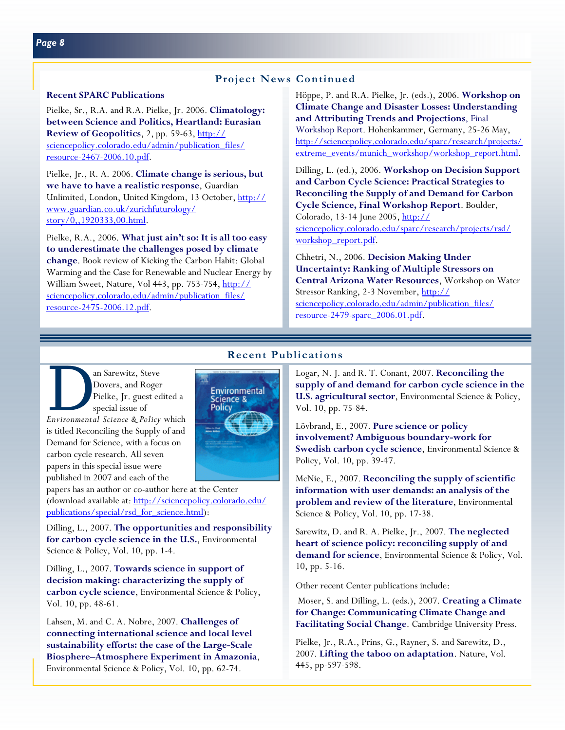## Project News Continued

### Recent SPARC Publications

Pielke, Sr., R.A. and R.A. Pielke, Jr. 2006. **Climatology: between Science and Politics, Heartland: Eurasian Review of Geopolitics**, 2, pp. 59-63, http://sciencepolicy.colorado.edu/admin/publication_files/resource-2467-2006.10.pdf.

Pielke, Jr., R. A. 2006. **Climate change is serious, but we have to have a realistic response**, Guardian Unlimited, London, United Kingdom, 13 October, http://www.guardian.co.uk/zurichfuturology/story/0,,1920333,00.html.

Pielke, R.A., 2006. **What just ain't so: It is all too easy to underestimate the challenges posed by climate change**. Book review of Kicking the Carbon Habit: Global Warming and the Case for Renewable and Nuclear Energy by William Sweet, Nature, Vol 443, pp. 753-754, http://sciencepolicy.colorado.edu/admin/publication_files/resource-2475-2006.12.pdf.

Höppe, P. and R.A. Pielke, Jr. (eds.), 2006. **Workshop on Climate Change and Disaster Losses: Understanding and Attributing Trends and Projections**, Final Workshop Report. Hohenkammer, Germany, 25-26 May, http://sciencepolicy.colorado.edu/sparc/research/projects/extreme_events/munich_workshop/workshop_report.html.

Dilling, L. (ed.), 2006. **Workshop on Decision Support and Carbon Cycle Science: Practical Strategies to Reconciling the Supply of and Demand for Carbon Cycle Science, Final Workshop Report**. Boulder, Colorado, 13-14 June 2005, http://sciencepolicy.colorado.edu/sparc/research/projects/rsd/workshop_report.pdf.

Chhetri, N., 2006. **Decision Making Under Uncertainty: Ranking of Multiple Stressors on Central Arizona Water Resources**, Workshop on Water Stressor Ranking, 2-3 November, http://sciencepolicy.colorado.edu/admin/publication_files/resource-2479-sparc_2006.01.pdf.

## Recent Publications

Dan Sarewitz, Steve Dovers, and Roger Pielke, Jr. guest edited a special issue of *Environmental Science & Policy* which is titled Reconciling the Supply of and Demand for Science, with a focus on carbon cycle research. All seven papers in this special issue were published in 2007 and each of the papers has an author or co-author here at the Center (download available at: http://sciencepolicy.colorado.edu/publications/special/rsd_for_science.html):

Dilling, L., 2007. **The opportunities and responsibility for carbon cycle science in the U.S.**, Environmental Science & Policy, Vol. 10, pp. 1-4.

Dilling, L., 2007. **Towards science in support of decision making: characterizing the supply of carbon cycle science**, Environmental Science & Policy, Vol. 10, pp. 48-61.

Lahsen, M. and C. A. Nobre, 2007. **Challenges of connecting international science and local level sustainability efforts: the case of the Large-Scale Biosphere–Atmosphere Experiment in Amazonia**, Environmental Science & Policy, Vol. 10, pp. 62-74.

Logar, N. J. and R. T. Conant, 2007. **Reconciling the supply of and demand for carbon cycle science in the U.S. agricultural sector**, Environmental Science & Policy, Vol. 10, pp. 75-84.

Lövbrand, E., 2007. **Pure science or policy involvement? Ambiguous boundary-work for Swedish carbon cycle science**, Environmental Science & Policy, Vol. 10, pp. 39-47.

McNie, E., 2007. **Reconciling the supply of scientific information with user demands: an analysis of the problem and review of the literature**, Environmental Science & Policy, Vol. 10, pp. 17-38.

Sarewitz, D. and R. A. Pielke, Jr., 2007. **The neglected heart of science policy: reconciling supply of and demand for science**, Environmental Science & Policy, Vol. 10, pp. 5-16.

Other recent Center publications include:

Moser, S. and Dilling, L. (eds.), 2007. **Creating a Climate for Change: Communicating Climate Change and Facilitating Social Change**. Cambridge University Press.

Pielke, Jr., R.A., Prins, G., Rayner, S. and Sarewitz, D., 2007. **Lifting the taboo on adaptation**. Nature, Vol. 445, pp-597-598.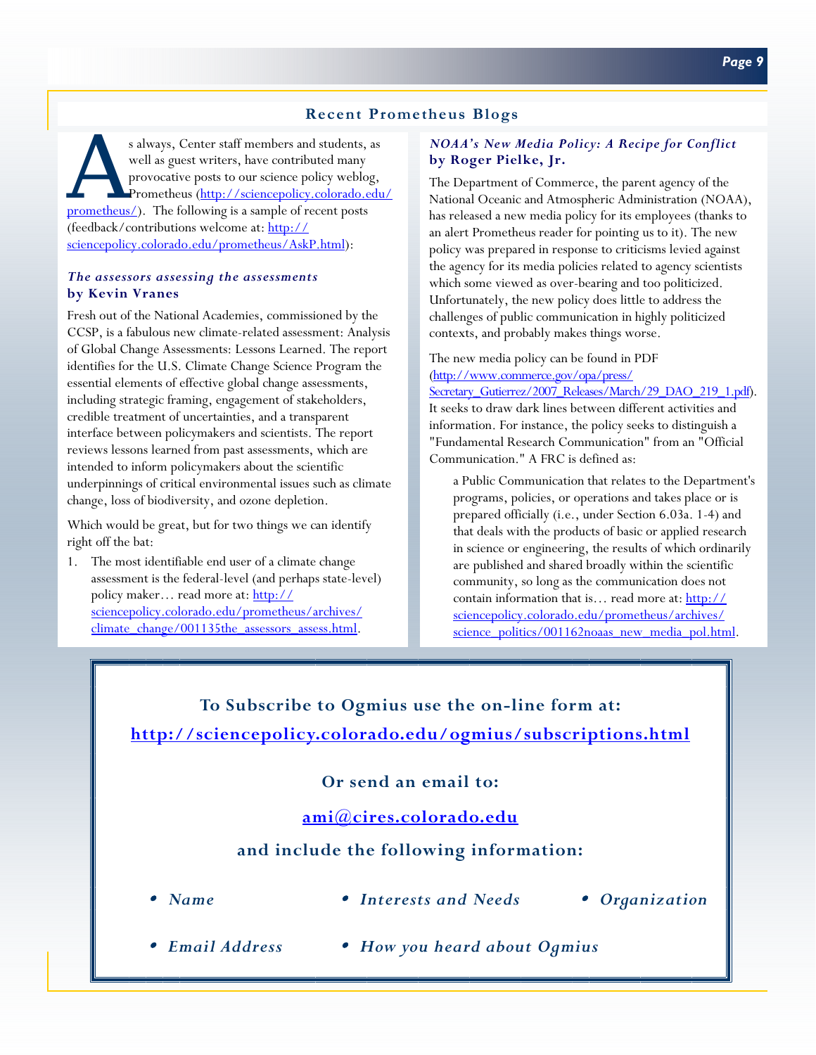## Recent Prometheus Blogs

As always, Center staff members and students, as well as guest writers, have contributed many provocative posts to our science policy weblog, Prometheus (http://sciencepolicy.colorado.edu/prometheus/). The following is a sample of recent posts (feedback/contributions welcome at: http://sciencepolicy.colorado.edu/prometheus/AskP.html):

### *The assessors assessing the assessments*
**by Kevin Vranes**

Fresh out of the National Academies, commissioned by the CCSP, is a fabulous new climate-related assessment: Analysis of Global Change Assessments: Lessons Learned. The report identifies for the U.S. Climate Change Science Program the essential elements of effective global change assessments, including strategic framing, engagement of stakeholders, credible treatment of uncertainties, and a transparent interface between policymakers and scientists. The report reviews lessons learned from past assessments, which are intended to inform policymakers about the scientific underpinnings of critical environmental issues such as climate change, loss of biodiversity, and ozone depletion.

Which would be great, but for two things we can identify right off the bat:

1. The most identifiable end user of a climate change assessment is the federal-level (and perhaps state-level) policy maker… read more at: http://sciencepolicy.colorado.edu/prometheus/archives/climate_change/001135the_assessors_assess.html.

### *NOAA's New Media Policy: A Recipe for Conflict*
**by Roger Pielke, Jr.**

The Department of Commerce, the parent agency of the National Oceanic and Atmospheric Administration (NOAA), has released a new media policy for its employees (thanks to an alert Prometheus reader for pointing us to it). The new policy was prepared in response to criticisms levied against the agency for its media policies related to agency scientists which some viewed as over-bearing and too politicized. Unfortunately, the new policy does little to address the challenges of public communication in highly politicized contexts, and probably makes things worse.

The new media policy can be found in PDF (http://www.commerce.gov/opa/press/Secretary_Gutierrez/2007_Releases/March/29_DAO_219_1.pdf). It seeks to draw dark lines between different activities and information. For instance, the policy seeks to distinguish a "Fundamental Research Communication" from an "Official Communication." A FRC is defined as:

> a Public Communication that relates to the Department's programs, policies, or operations and takes place or is prepared officially (i.e., under Section 6.03a. 1-4) and that deals with the products of basic or applied research in science or engineering, the results of which ordinarily are published and shared broadly within the scientific community, so long as the communication does not contain information that is… read more at: http://sciencepolicy.colorado.edu/prometheus/archives/science_politics/001162noaas_new_media_pol.html.

---

**To Subscribe to Ogmius use the on-line form at:**

**http://sciencepolicy.colorado.edu/ogmius/subscriptions.html**

**Or send an email to:**

**ami@cires.colorado.edu**

**and include the following information:**

- *Name*
- *Interests and Needs*
- *Organization*
- *Email Address*
- *How you heard about Ogmius*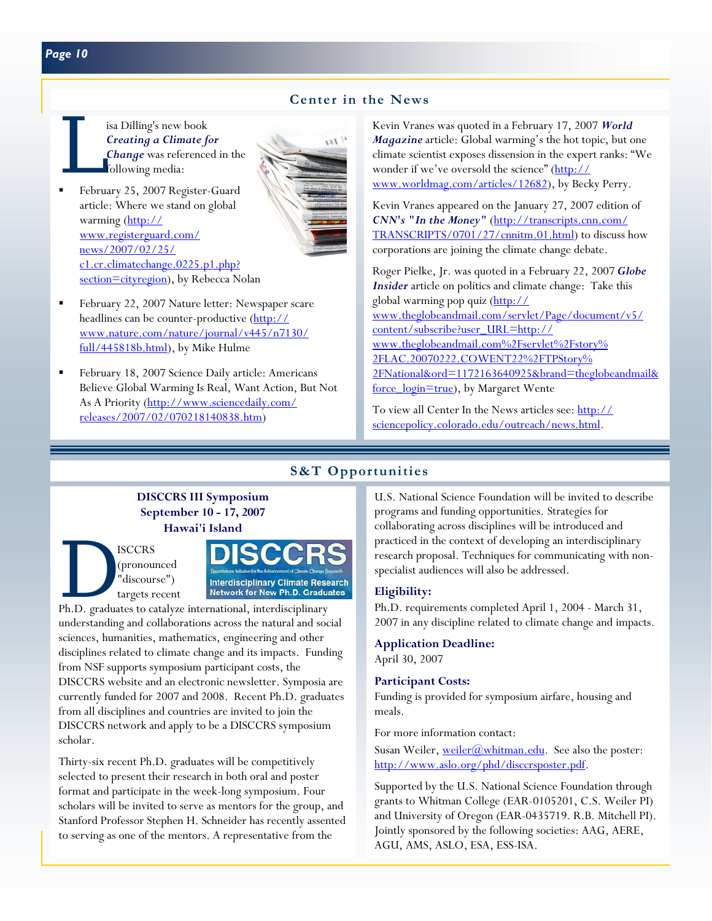## Center in the News

Lisa Dilling's new book ***Creating a Climate for Change*** was referenced in the following media:

- February 25, 2007 Register-Guard article: Where we stand on global warming (http://www.registerguard.com/news/2007/02/25/c1.cr.climatechange.0225.p1.php?section=cityregion), by Rebecca Nolan
- February 22, 2007 Nature letter: Newspaper scare headlines can be counter-productive (http://www.nature.com/nature/journal/v445/n7130/full/445818b.html), by Mike Hulme
- February 18, 2007 Science Daily article: Americans Believe Global Warming Is Real, Want Action, But Not As A Priority (http://www.sciencedaily.com/releases/2007/02/070218140838.htm)

Kevin Vranes was quoted in a February 17, 2007 ***World Magazine*** article: Global warming's the hot topic, but one climate scientist exposes dissension in the expert ranks: "We wonder if we've oversold the science" (http://www.worldmag.com/articles/12682), by Becky Perry.

Kevin Vranes appeared on the January 27, 2007 edition of ***CNN's "In the Money"*** (http://transcripts.cnn.com/TRANSCRIPTS/0701/27/cnnitm.01.html) to discuss how corporations are joining the climate change debate.

Roger Pielke, Jr. was quoted in a February 22, 2007 ***Globe Insider*** article on politics and climate change: Take this global warming pop quiz (http://www.theglobeandmail.com/servlet/Page/document/v5/content/subscribe?user_URL=http://www.theglobeandmail.com%2Fservlet%2Fstory%2FLAC.20070222.COWENT22%2FTPStory%2FNational&ord=1172163640925&brand=theglobeandmail&force_login=true), by Margaret Wente

To view all Center In the News articles see: http://sciencepolicy.colorado.edu/outreach/news.html.

## S&T Opportunities

### DISCCRS III Symposium
### September 10 - 17, 2007
### Hawai'i Island

DISCCRS (pronounced "discourse") targets recent Ph.D. graduates to catalyze international, interdisciplinary understanding and collaborations across the natural and social sciences, humanities, mathematics, engineering and other disciplines related to climate change and its impacts. Funding from NSF supports symposium participant costs, the DISCCRS website and an electronic newsletter. Symposia are currently funded for 2007 and 2008. Recent Ph.D. graduates from all disciplines and countries are invited to join the DISCCRS network and apply to be a DISCCRS symposium scholar.

Thirty-six recent Ph.D. graduates will be competitively selected to present their research in both oral and poster format and participate in the week-long symposium. Four scholars will be invited to serve as mentors for the group, and Stanford Professor Stephen H. Schneider has recently assented to serving as one of the mentors. A representative from the U.S. National Science Foundation will be invited to describe programs and funding opportunities. Strategies for collaborating across disciplines will be introduced and practiced in the context of developing an interdisciplinary research proposal. Techniques for communicating with non-specialist audiences will also be addressed.

**Eligibility:**

Ph.D. requirements completed April 1, 2004 - March 31, 2007 in any discipline related to climate change and impacts.

**Application Deadline:**

April 30, 2007

**Participant Costs:**

Funding is provided for symposium airfare, housing and meals.

For more information contact:

Susan Weiler, weiler@whitman.edu. See also the poster: http://www.aslo.org/phd/disccrsposter.pdf.

Supported by the U.S. National Science Foundation through grants to Whitman College (EAR-0105201, C.S. Weiler PI) and University of Oregon (EAR-0435719. R.B. Mitchell PI). Jointly sponsored by the following societies: AAG, AERE, AGU, AMS, ASLO, ESA, ESS-ISA.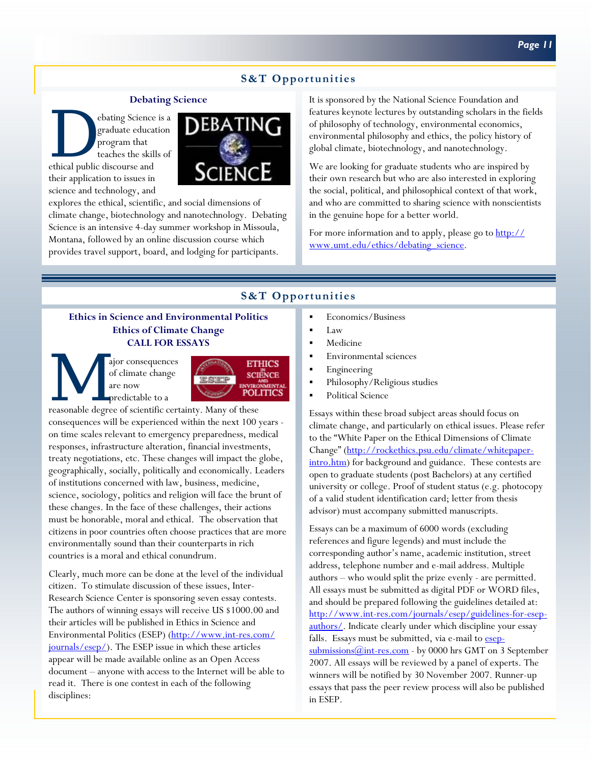## S&T Opportunities

### Debating Science

Debating Science is a graduate education program that teaches the skills of ethical public discourse and their application to issues in science and technology, and explores the ethical, scientific, and social dimensions of climate change, biotechnology and nanotechnology. Debating Science is an intensive 4-day summer workshop in Missoula, Montana, followed by an online discussion course which provides travel support, board, and lodging for participants.

It is sponsored by the National Science Foundation and features keynote lectures by outstanding scholars in the fields of philosophy of technology, environmental economics, environmental philosophy and ethics, the policy history of global climate, biotechnology, and nanotechnology.

We are looking for graduate students who are inspired by their own research but who are also interested in exploring the social, political, and philosophical context of that work, and who are committed to sharing science with nonscientists in the genuine hope for a better world.

For more information and to apply, please go to http://www.umt.edu/ethics/debating_science.

## S&T Opportunities

### Ethics in Science and Environmental Politics
### Ethics of Climate Change
### CALL FOR ESSAYS

Major consequences of climate change are now predictable to a reasonable degree of scientific certainty. Many of these consequences will be experienced within the next 100 years - on time scales relevant to emergency preparedness, medical responses, infrastructure alteration, financial investments, treaty negotiations, etc. These changes will impact the globe, geographically, socially, politically and economically. Leaders of institutions concerned with law, business, medicine, science, sociology, politics and religion will face the brunt of these changes. In the face of these challenges, their actions must be honorable, moral and ethical. The observation that citizens in poor countries often choose practices that are more environmentally sound than their counterparts in rich countries is a moral and ethical conundrum.

Clearly, much more can be done at the level of the individual citizen. To stimulate discussion of these issues, Inter-Research Science Center is sponsoring seven essay contests. The authors of winning essays will receive US $1000.00 and their articles will be published in Ethics in Science and Environmental Politics (ESEP) (http://www.int-res.com/journals/esep/). The ESEP issue in which these articles appear will be made available online as an Open Access document – anyone with access to the Internet will be able to read it. There is one contest in each of the following disciplines:

- Economics/Business
- Law
- Medicine
- Environmental sciences
- Engineering
- Philosophy/Religious studies
- Political Science

Essays within these broad subject areas should focus on climate change, and particularly on ethical issues. Please refer to the "White Paper on the Ethical Dimensions of Climate Change" (http://rockethics.psu.edu/climate/whitepaper-intro.htm) for background and guidance. These contests are open to graduate students (post Bachelors) at any certified university or college. Proof of student status (e.g. photocopy of a valid student identification card; letter from thesis advisor) must accompany submitted manuscripts.

Essays can be a maximum of 6000 words (excluding references and figure legends) and must include the corresponding author's name, academic institution, street address, telephone number and e-mail address. Multiple authors – who would split the prize evenly - are permitted. All essays must be submitted as digital PDF or WORD files, and should be prepared following the guidelines detailed at: http://www.int-res.com/journals/esep/guidelines-for-esep-authors/. Indicate clearly under which discipline your essay falls. Essays must be submitted, via e-mail to esep-submissions@int-res.com - by 0000 hrs GMT on 3 September 2007. All essays will be reviewed by a panel of experts. The winners will be notified by 30 November 2007. Runner-up essays that pass the peer review process will also be published in ESEP.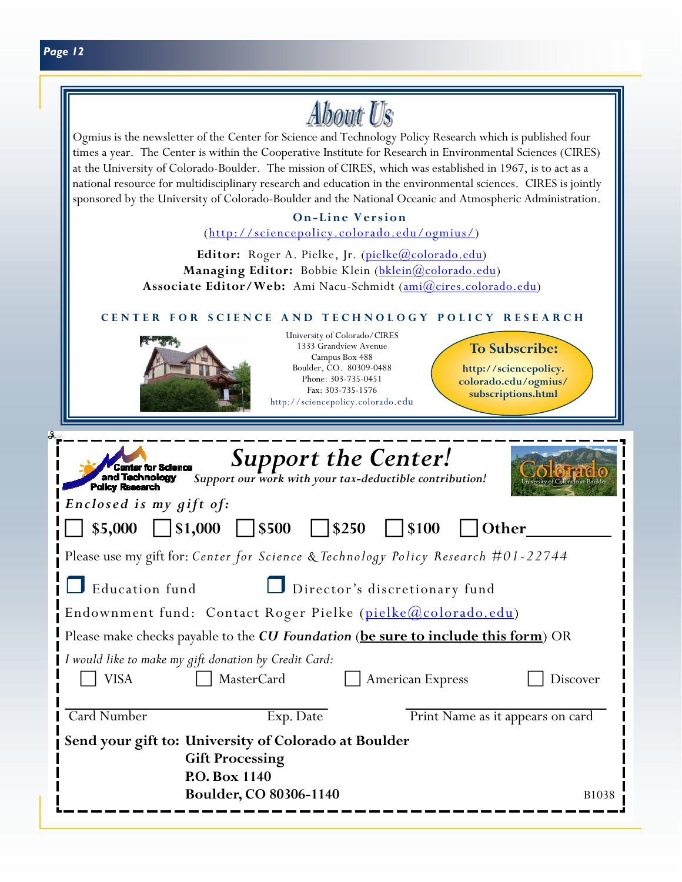# About Us

Ogmius is the newsletter of the Center for Science and Technology Policy Research which is published four times a year. The Center is within the Cooperative Institute for Research in Environmental Sciences (CIRES) at the University of Colorado-Boulder. The mission of CIRES, which was established in 1967, is to act as a national resource for multidisciplinary research and education in the environmental sciences. CIRES is jointly sponsored by the University of Colorado-Boulder and the National Oceanic and Atmospheric Administration.

**On-Line Version**

(http://sciencepolicy.colorado.edu/ogmius/)

**Editor:** Roger A. Pielke, Jr. (pielke@colorado.edu)
**Managing Editor:** Bobbie Klein (bklein@colorado.edu)
**Associate Editor/Web:** Ami Nacu-Schmidt (ami@cires.colorado.edu)

## CENTER FOR SCIENCE AND TECHNOLOGY POLICY RESEARCH

University of Colorado/CIRES
1333 Grandview Avenue
Campus Box 488
Boulder, CO. 80309-0488
Phone: 303-735-0451
Fax: 303-735-1576
http://sciencepolicy.colorado.edu

**To Subscribe:**
**http://sciencepolicy.colorado.edu/ogmius/subscriptions.html**

---

Center for Science and Technology Policy Research

# *Support the Center!*

*Support our work with your tax-deductible contribution!*

Colorado — University of Colorado at Boulder

*Enclosed is my gift of:*

☐ **$5,000** ☐ **$1,000** ☐ **$500** ☐ **$250** ☐ **$100** ☐ **Other**__________

Please use my gift for: *Center for Science & Technology Policy Research #01-22744*

☐ Education fund ☐ Director's discretionary fund

Endownment fund: Contact Roger Pielke (pielke@colorado.edu)

Please make checks payable to the ***CU Foundation*** (**be sure to include this form**) OR

*I would like to make my gift donation by Credit Card:*

☐ VISA ☐ MasterCard ☐ American Express ☐ Discover

______________________________ Card Number Exp. Date

______________________________ Print Name as it appears on card

**Send your gift to: University of Colorado at Boulder**
**Gift Processing**
**P.O. Box 1140**
**Boulder, CO 80306-1140**

B1038